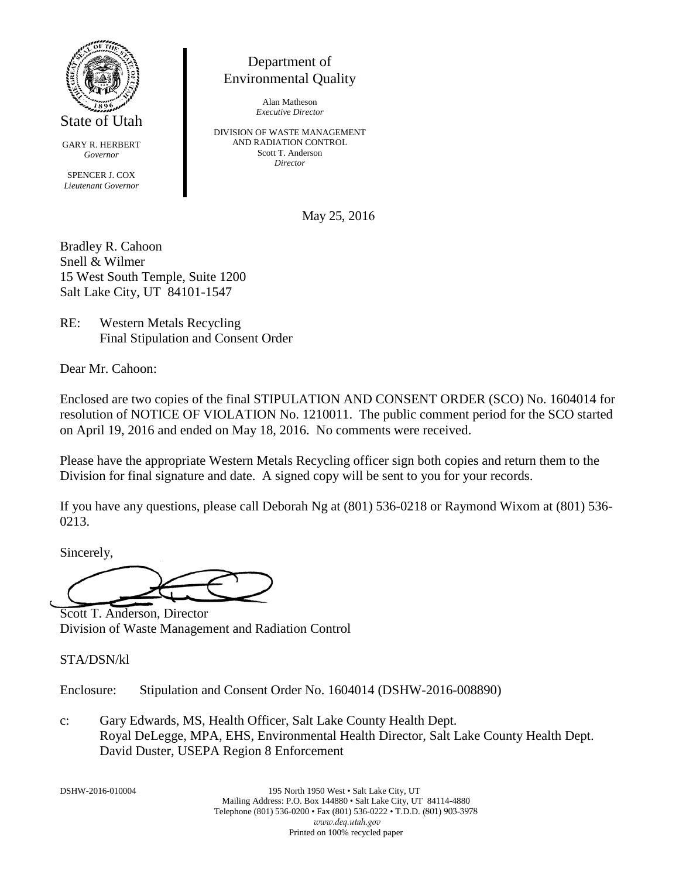State of Utah

GARY R. HERBERT
*Governor*

SPENCER J. COX
*Lieutenant Governor*

Department of
Environmental Quality

Alan Matheson
*Executive Director*

DIVISION OF WASTE MANAGEMENT
AND RADIATION CONTROL
Scott T. Anderson
*Director*

May 25, 2016

Bradley R. Cahoon
Snell & Wilmer
15 West South Temple, Suite 1200
Salt Lake City, UT 84101-1547

RE: Western Metals Recycling
Final Stipulation and Consent Order

Dear Mr. Cahoon:

Enclosed are two copies of the final STIPULATION AND CONSENT ORDER (SCO) No. 1604014 for resolution of NOTICE OF VIOLATION No. 1210011. The public comment period for the SCO started on April 19, 2016 and ended on May 18, 2016. No comments were received.

Please have the appropriate Western Metals Recycling officer sign both copies and return them to the Division for final signature and date. A signed copy will be sent to you for your records.

If you have any questions, please call Deborah Ng at (801) 536-0218 or Raymond Wixom at (801) 536-0213.

Sincerely,

Scott T. Anderson, Director
Division of Waste Management and Radiation Control

STA/DSN/kl

Enclosure: Stipulation and Consent Order No. 1604014 (DSHW-2016-008890)

c: Gary Edwards, MS, Health Officer, Salt Lake County Health Dept.
Royal DeLegge, MPA, EHS, Environmental Health Director, Salt Lake County Health Dept.
David Duster, USEPA Region 8 Enforcement

DSHW-2016-010004

195 North 1950 West • Salt Lake City, UT
Mailing Address: P.O. Box 144880 • Salt Lake City, UT 84114-4880
Telephone (801) 536-0200 • Fax (801) 536-0222 • T.D.D. (801) 903-3978
*www.deq.utah.gov*
Printed on 100% recycled paper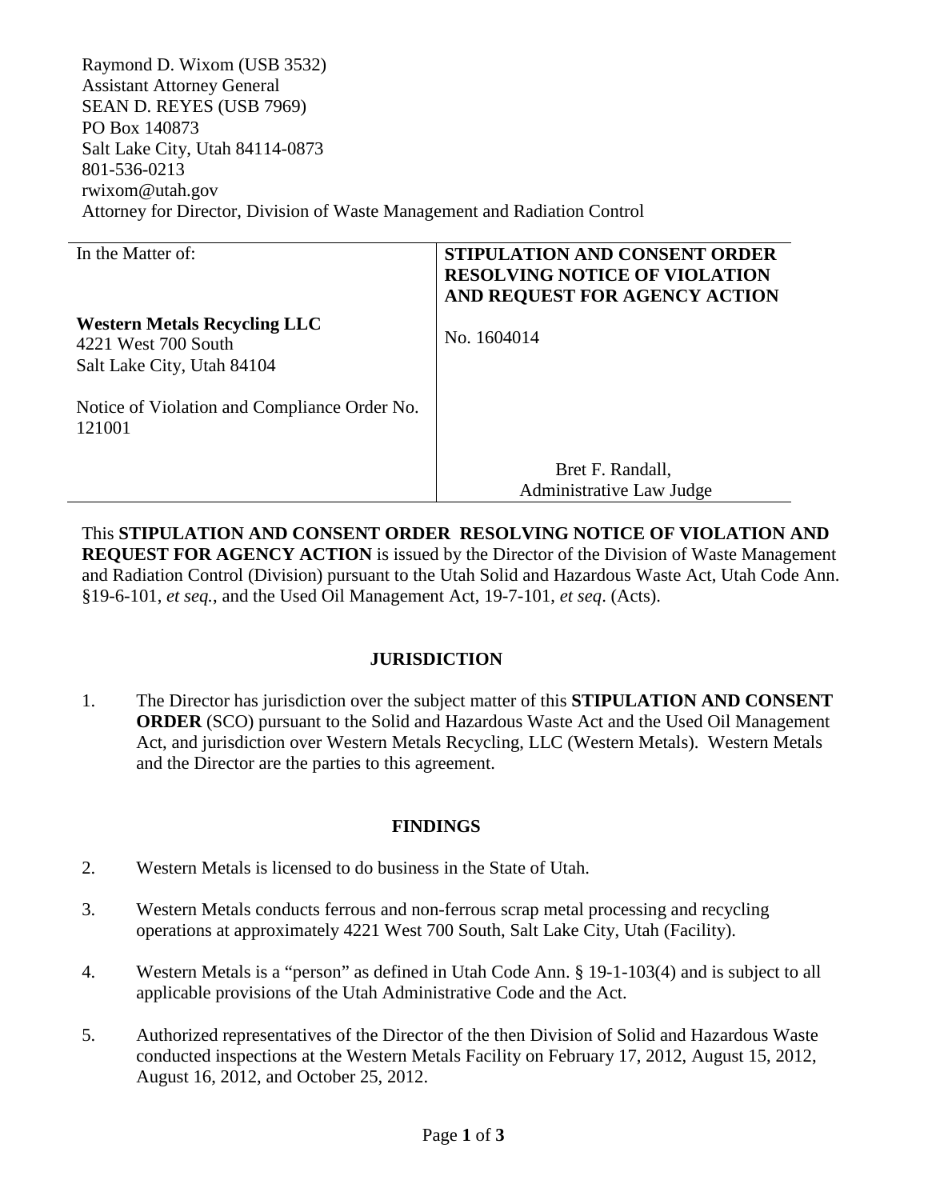Raymond D. Wixom (USB 3532)
Assistant Attorney General
SEAN D. REYES (USB 7969)
PO Box 140873
Salt Lake City, Utah 84114-0873
801-536-0213
rwixom@utah.gov
Attorney for Director, Division of Waste Management and Radiation Control

| In the Matter of: | **STIPULATION AND CONSENT ORDER RESOLVING NOTICE OF VIOLATION AND REQUEST FOR AGENCY ACTION** |
|---|---|
| **Western Metals Recycling LLC**<br>4221 West 700 South<br>Salt Lake City, Utah 84104<br><br>Notice of Violation and Compliance Order No. 121001 | No. 1604014 |
| | Bret F. Randall,<br>Administrative Law Judge |

This **STIPULATION AND CONSENT ORDER RESOLVING NOTICE OF VIOLATION AND REQUEST FOR AGENCY ACTION** is issued by the Director of the Division of Waste Management and Radiation Control (Division) pursuant to the Utah Solid and Hazardous Waste Act, Utah Code Ann. §19-6-101, *et seq.*, and the Used Oil Management Act, 19-7-101, *et seq*. (Acts).

## JURISDICTION

1. The Director has jurisdiction over the subject matter of this **STIPULATION AND CONSENT ORDER** (SCO) pursuant to the Solid and Hazardous Waste Act and the Used Oil Management Act, and jurisdiction over Western Metals Recycling, LLC (Western Metals). Western Metals and the Director are the parties to this agreement.

## FINDINGS

2. Western Metals is licensed to do business in the State of Utah.

3. Western Metals conducts ferrous and non-ferrous scrap metal processing and recycling operations at approximately 4221 West 700 South, Salt Lake City, Utah (Facility).

4. Western Metals is a "person" as defined in Utah Code Ann. § 19-1-103(4) and is subject to all applicable provisions of the Utah Administrative Code and the Act.

5. Authorized representatives of the Director of the then Division of Solid and Hazardous Waste conducted inspections at the Western Metals Facility on February 17, 2012, August 15, 2012, August 16, 2012, and October 25, 2012.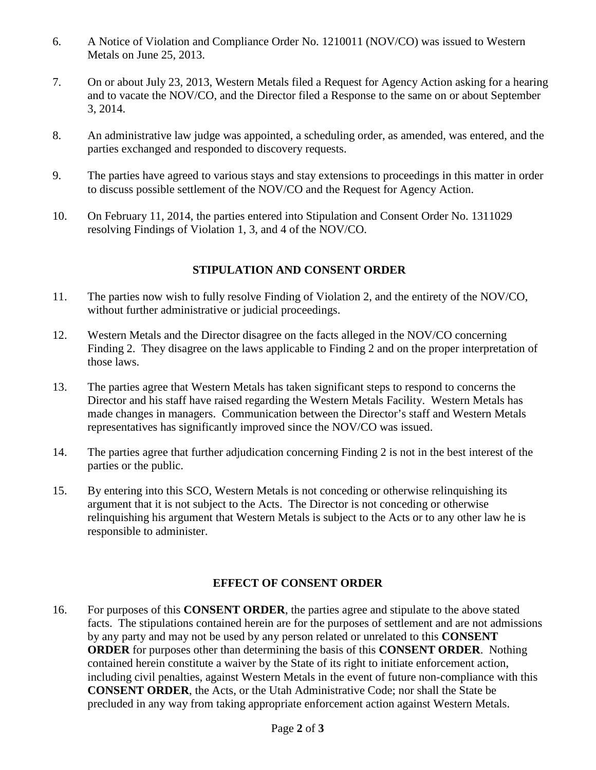6. A Notice of Violation and Compliance Order No. 1210011 (NOV/CO) was issued to Western Metals on June 25, 2013.

7. On or about July 23, 2013, Western Metals filed a Request for Agency Action asking for a hearing and to vacate the NOV/CO, and the Director filed a Response to the same on or about September 3, 2014.

8. An administrative law judge was appointed, a scheduling order, as amended, was entered, and the parties exchanged and responded to discovery requests.

9. The parties have agreed to various stays and stay extensions to proceedings in this matter in order to discuss possible settlement of the NOV/CO and the Request for Agency Action.

10. On February 11, 2014, the parties entered into Stipulation and Consent Order No. 1311029 resolving Findings of Violation 1, 3, and 4 of the NOV/CO.

## STIPULATION AND CONSENT ORDER

11. The parties now wish to fully resolve Finding of Violation 2, and the entirety of the NOV/CO, without further administrative or judicial proceedings.

12. Western Metals and the Director disagree on the facts alleged in the NOV/CO concerning Finding 2. They disagree on the laws applicable to Finding 2 and on the proper interpretation of those laws.

13. The parties agree that Western Metals has taken significant steps to respond to concerns the Director and his staff have raised regarding the Western Metals Facility. Western Metals has made changes in managers. Communication between the Director's staff and Western Metals representatives has significantly improved since the NOV/CO was issued.

14. The parties agree that further adjudication concerning Finding 2 is not in the best interest of the parties or the public.

15. By entering into this SCO, Western Metals is not conceding or otherwise relinquishing its argument that it is not subject to the Acts. The Director is not conceding or otherwise relinquishing his argument that Western Metals is subject to the Acts or to any other law he is responsible to administer.

## EFFECT OF CONSENT ORDER

16. For purposes of this **CONSENT ORDER**, the parties agree and stipulate to the above stated facts. The stipulations contained herein are for the purposes of settlement and are not admissions by any party and may not be used by any person related or unrelated to this **CONSENT ORDER** for purposes other than determining the basis of this **CONSENT ORDER**. Nothing contained herein constitute a waiver by the State of its right to initiate enforcement action, including civil penalties, against Western Metals in the event of future non-compliance with this **CONSENT ORDER**, the Acts, or the Utah Administrative Code; nor shall the State be precluded in any way from taking appropriate enforcement action against Western Metals.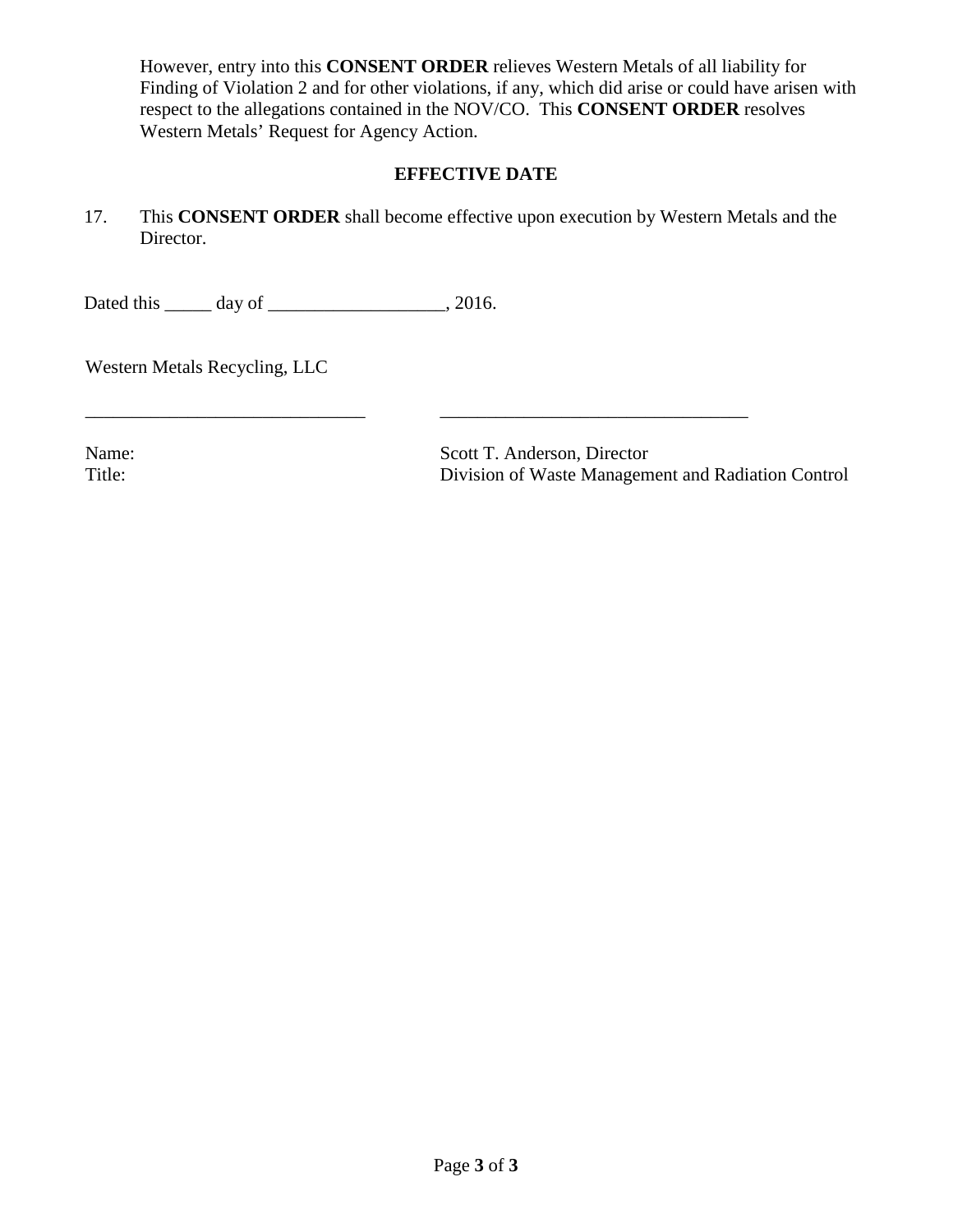However, entry into this **CONSENT ORDER** relieves Western Metals of all liability for Finding of Violation 2 and for other violations, if any, which did arise or could have arisen with respect to the allegations contained in the NOV/CO. This **CONSENT ORDER** resolves Western Metals' Request for Agency Action.

**EFFECTIVE DATE**

17. This **CONSENT ORDER** shall become effective upon execution by Western Metals and the Director.

Dated this _____ day of ___________________, 2016.

Western Metals Recycling, LLC

______________________________

Name:
Title:

_________________________________

Scott T. Anderson, Director
Division of Waste Management and Radiation Control